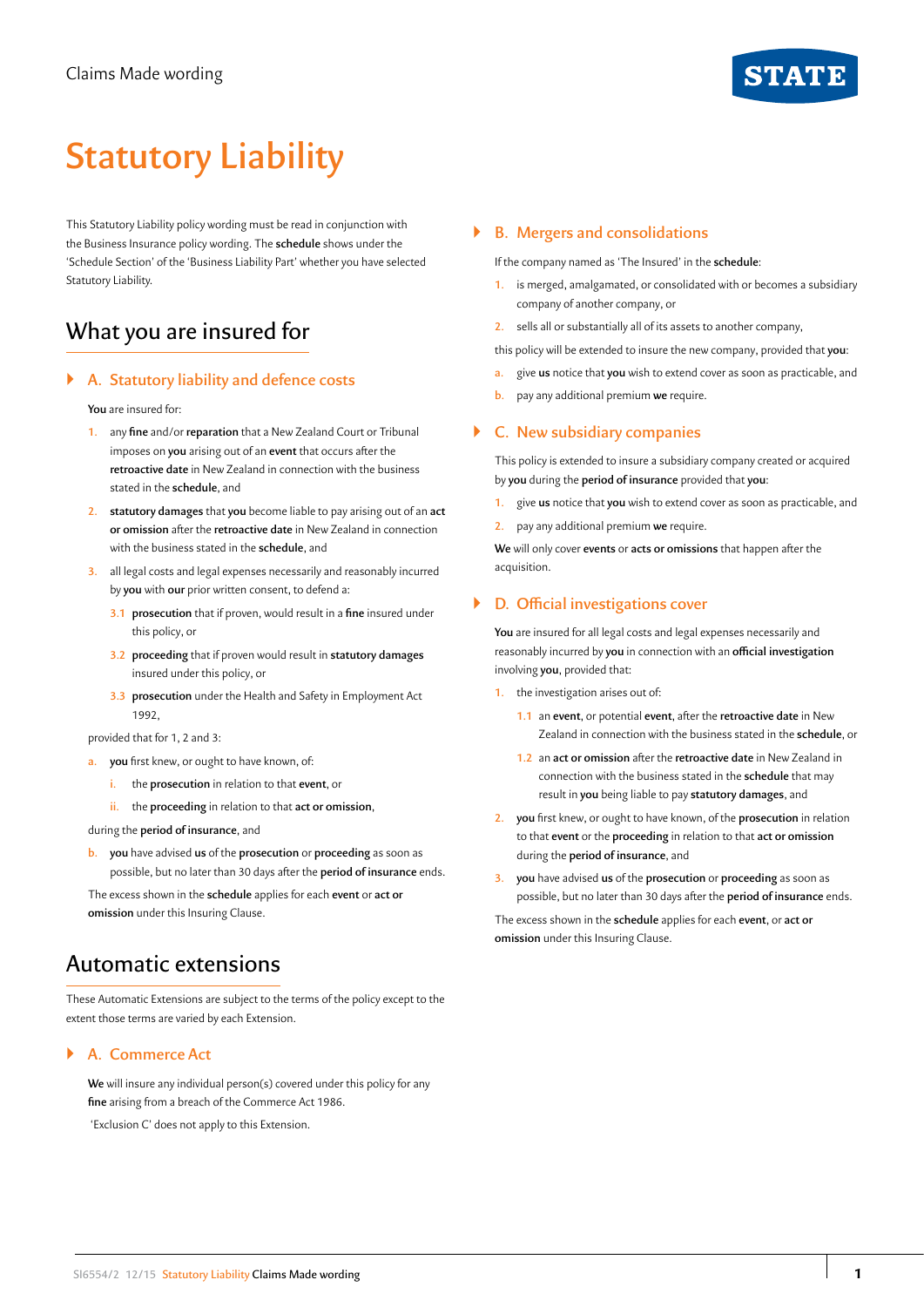Claims Made wording

# Statutory Liability

This Statutory Liability policy wording must be read in conjunction with the Business Insurance policy wording. The **schedule** shows under the 'Schedule Section' of the 'Business Liability Part' whether you have selected Statutory Liability.

## What you are insured for

### A. Statutory liability and defence costs

**You** are insured for:

1. any **fine** and/or **reparation** that a New Zealand Court or Tribunal imposes on **you** arising out of an **event** that occurs after the **retroactive date** in New Zealand in connection with the business stated in the **schedule**, and
2. **statutory damages** that **you** become liable to pay arising out of an **act or omission** after the **retroactive date** in New Zealand in connection with the business stated in the **schedule**, and
3. all legal costs and legal expenses necessarily and reasonably incurred by **you** with **our** prior written consent, to defend a:
   - 3.1 **prosecution** that if proven, would result in a **fine** insured under this policy, or
   - 3.2 **proceeding** that if proven would result in **statutory damages** insured under this policy, or
   - 3.3 **prosecution** under the Health and Safety in Employment Act 1992,

provided that for 1, 2 and 3:

a. **you** first knew, or ought to have known, of:
   - i. the **prosecution** in relation to that **event**, or
   - ii. the **proceeding** in relation to that **act or omission**,

during the **period of insurance**, and

b. **you** have advised **us** of the **prosecution** or **proceeding** as soon as possible, but no later than 30 days after the **period of insurance** ends.

The excess shown in the **schedule** applies for each **event** or **act or omission** under this Insuring Clause.

## Automatic extensions

These Automatic Extensions are subject to the terms of the policy except to the extent those terms are varied by each Extension.

### A. Commerce Act

**We** will insure any individual person(s) covered under this policy for any **fine** arising from a breach of the Commerce Act 1986.

'Exclusion C' does not apply to this Extension.

### B. Mergers and consolidations

If the company named as 'The Insured' in the **schedule**:

1. is merged, amalgamated, or consolidated with or becomes a subsidiary company of another company, or
2. sells all or substantially all of its assets to another company,

this policy will be extended to insure the new company, provided that **you**:

a. give **us** notice that **you** wish to extend cover as soon as practicable, and

b. pay any additional premium **we** require.

### C. New subsidiary companies

This policy is extended to insure a subsidiary company created or acquired by **you** during the **period of insurance** provided that **you**:

1. give **us** notice that **you** wish to extend cover as soon as practicable, and
2. pay any additional premium **we** require.

**We** will only cover **events** or **acts or omissions** that happen after the acquisition.

### D. Official investigations cover

**You** are insured for all legal costs and legal expenses necessarily and reasonably incurred by **you** in connection with an **official investigation** involving **you**, provided that:

1. the investigation arises out of:
   - 1.1 an **event**, or potential **event**, after the **retroactive date** in New Zealand in connection with the business stated in the **schedule**, or
   - 1.2 an **act or omission** after the **retroactive date** in New Zealand in connection with the business stated in the **schedule** that may result in **you** being liable to pay **statutory damages**, and
2. **you** first knew, or ought to have known, of the **prosecution** in relation to that **event** or the **proceeding** in relation to that **act or omission** during the **period of insurance**, and
3. **you** have advised **us** of the **prosecution** or **proceeding** as soon as possible, but no later than 30 days after the **period of insurance** ends.

The excess shown in the **schedule** applies for each **event**, or **act or omission** under this Insuring Clause.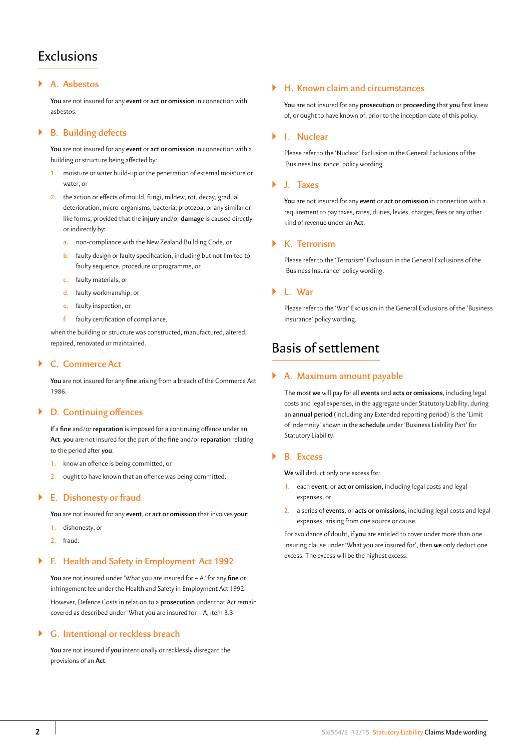# Exclusions

## A. Asbestos

**You** are not insured for any **event** or **act or omission** in connection with asbestos.

## B. Building defects

**You** are not insured for any **event** or **act or omission** in connection with a building or structure being affected by:

1. moisture or water build-up or the penetration of external moisture or water, or
2. the action or effects of mould, fungi, mildew, rot, decay, gradual deterioration, micro-organisms, bacteria, protozoa, or any similar or like forms, provided that the **injury** and/or **damage** is caused directly or indirectly by:
    a. non-compliance with the New Zealand Building Code, or
    b. faulty design or faulty specification, including but not limited to faulty sequence, procedure or programme, or
    c. faulty materials, or
    d. faulty workmanship, or
    e. faulty inspection, or
    f. faulty certification of compliance,

when the building or structure was constructed, manufactured, altered, repaired, renovated or maintained.

## C. Commerce Act

**You** are not insured for any **fine** arising from a breach of the Commerce Act 1986.

## D. Continuing offences

If a **fine** and/or **reparation** is imposed for a continuing offence under an **Act**, **you** are not insured for the part of the **fine** and/or **reparation** relating to the period after **you**:

1. know an offence is being committed, or
2. ought to have known that an offence was being committed.

## E. Dishonesty or fraud

**You** are not insured for any **event**, or **act or omission** that involves **your**:

1. dishonesty, or
2. fraud.

## F. Health and Safety in Employment Act 1992

**You** are not insured under 'What you are insured for – A.' for any **fine** or infringement fee under the Health and Safety in Employment Act 1992.

However, Defence Costs in relation to a **prosecution** under that Act remain covered as described under 'What you are insured for – A, item 3.3'

## G. Intentional or reckless breach

**You** are not insured if **you** intentionally or recklessly disregard the provisions of an **Act**.

## H. Known claim and circumstances

**You** are not insured for any **prosecution** or **proceeding** that **you** first knew of, or ought to have known of, prior to the inception date of this policy.

## I. Nuclear

Please refer to the 'Nuclear' Exclusion in the General Exclusions of the 'Business Insurance' policy wording.

## J. Taxes

**You** are not insured for any **event** or **act or omission** in connection with a requirement to pay taxes, rates, duties, levies, charges, fees or any other kind of revenue under an **Act**.

## K. Terrorism

Please refer to the 'Terrorism' Exclusion in the General Exclusions of the 'Business Insurance' policy wording.

## L. War

Please refer to the 'War' Exclusion in the General Exclusions of the 'Business Insurance' policy wording.

# Basis of settlement

## A. Maximum amount payable

The most **we** will pay for all **events** and **acts or omissions**, including legal costs and legal expenses, in the aggregate under Statutory Liability, during an **annual period** (including any Extended reporting period) is the 'Limit of Indemnity' shown in the **schedule** under 'Business Liability Part' for Statutory Liability.

## B. Excess

**We** will deduct only one excess for:

1. each **event**, or **act or omission**, including legal costs and legal expenses, or
2. a series of **events**, or **acts or omissions**, including legal costs and legal expenses, arising from one source or cause.

For avoidance of doubt, if **you** are entitled to cover under more than one insuring clause under 'What you are insured for', then **we** only deduct one excess. The excess will be the highest excess.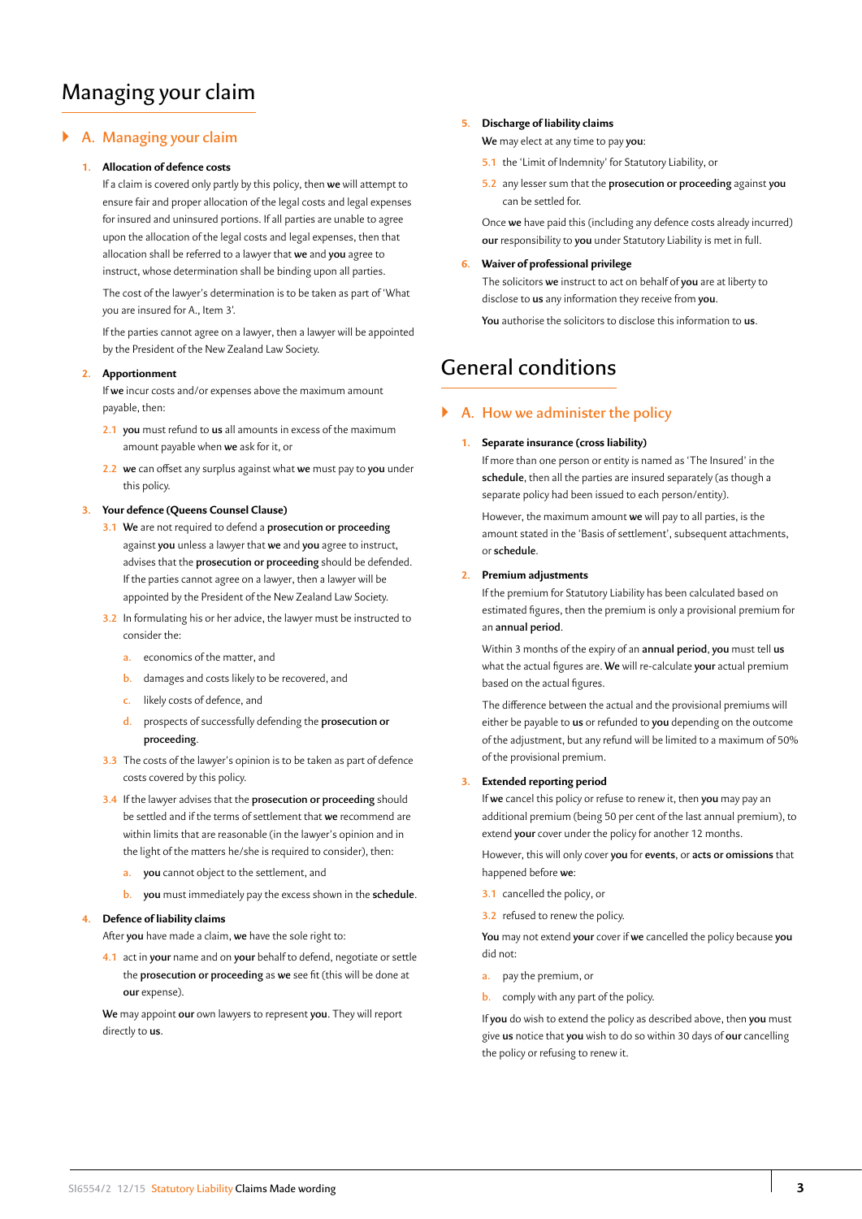# Managing your claim

## A. Managing your claim

**1. Allocation of defence costs**

If a claim is covered only partly by this policy, then **we** will attempt to ensure fair and proper allocation of the legal costs and legal expenses for insured and uninsured portions. If all parties are unable to agree upon the allocation of the legal costs and legal expenses, then that allocation shall be referred to a lawyer that **we** and **you** agree to instruct, whose determination shall be binding upon all parties.

The cost of the lawyer's determination is to be taken as part of 'What you are insured for A., Item 3'.

If the parties cannot agree on a lawyer, then a lawyer will be appointed by the President of the New Zealand Law Society.

**2. Apportionment**

If **we** incur costs and/or expenses above the maximum amount payable, then:

2.1 **you** must refund to **us** all amounts in excess of the maximum amount payable when **we** ask for it, or

2.2 **we** can offset any surplus against what **we** must pay to **you** under this policy.

**3. Your defence (Queens Counsel Clause)**

3.1 **We** are not required to defend a **prosecution or proceeding** against **you** unless a lawyer that **we** and **you** agree to instruct, advises that the **prosecution or proceeding** should be defended. If the parties cannot agree on a lawyer, then a lawyer will be appointed by the President of the New Zealand Law Society.

3.2 In formulating his or her advice, the lawyer must be instructed to consider the:

a. economics of the matter, and

b. damages and costs likely to be recovered, and

c. likely costs of defence, and

d. prospects of successfully defending the **prosecution or proceeding**.

3.3 The costs of the lawyer's opinion is to be taken as part of defence costs covered by this policy.

3.4 If the lawyer advises that the **prosecution or proceeding** should be settled and if the terms of settlement that **we** recommend are within limits that are reasonable (in the lawyer's opinion and in the light of the matters he/she is required to consider), then:

a. **you** cannot object to the settlement, and

b. **you** must immediately pay the excess shown in the **schedule**.

**4. Defence of liability claims**

After **you** have made a claim, **we** have the sole right to:

4.1 act in **your** name and on **your** behalf to defend, negotiate or settle the **prosecution or proceeding** as **we** see fit (this will be done at **our** expense).

**We** may appoint **our** own lawyers to represent **you**. They will report directly to **us**.

**5. Discharge of liability claims**

**We** may elect at any time to pay **you**:

5.1 the 'Limit of Indemnity' for Statutory Liability, or

5.2 any lesser sum that the **prosecution or proceeding** against **you** can be settled for.

Once **we** have paid this (including any defence costs already incurred) **our** responsibility to **you** under Statutory Liability is met in full.

**6. Waiver of professional privilege**

The solicitors **we** instruct to act on behalf of **you** are at liberty to disclose to **us** any information they receive from **you**.

**You** authorise the solicitors to disclose this information to **us**.

# General conditions

## A. How we administer the policy

**1. Separate insurance (cross liability)**

If more than one person or entity is named as 'The Insured' in the **schedule**, then all the parties are insured separately (as though a separate policy had been issued to each person/entity).

However, the maximum amount **we** will pay to all parties, is the amount stated in the 'Basis of settlement', subsequent attachments, or **schedule**.

**2. Premium adjustments**

If the premium for Statutory Liability has been calculated based on estimated figures, then the premium is only a provisional premium for an **annual period**.

Within 3 months of the expiry of an **annual period**, **you** must tell **us** what the actual figures are. **We** will re-calculate **your** actual premium based on the actual figures.

The difference between the actual and the provisional premiums will either be payable to **us** or refunded to **you** depending on the outcome of the adjustment, but any refund will be limited to a maximum of 50% of the provisional premium.

**3. Extended reporting period**

If **we** cancel this policy or refuse to renew it, then **you** may pay an additional premium (being 50 per cent of the last annual premium), to extend **your** cover under the policy for another 12 months.

However, this will only cover **you** for **events**, or **acts or omissions** that happened before **we**:

3.1 cancelled the policy, or

3.2 refused to renew the policy.

**You** may not extend **your** cover if **we** cancelled the policy because **you** did not:

a. pay the premium, or

b. comply with any part of the policy.

If **you** do wish to extend the policy as described above, then **you** must give **us** notice that **you** wish to do so within 30 days of **our** cancelling the policy or refusing to renew it.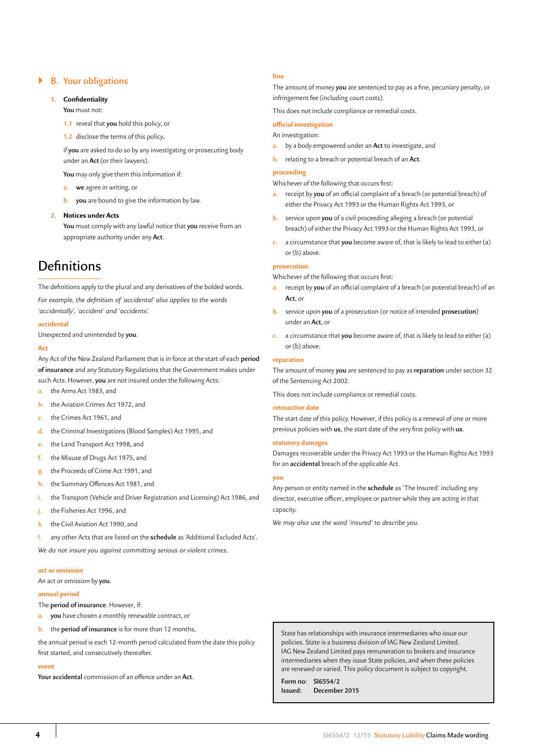## B. Your obligations

1. **Confidentiality**

   **You** must not:

   1.1 reveal that **you** hold this policy, or

   1.2 disclose the terms of this policy,

   if **you** are asked to do so by any investigating or prosecuting body under an **Act** (or their lawyers).

   **You** may only give them this information if:

   a. **we** agree in writing, or

   b. **you** are bound to give the information by law.

2. **Notices under Acts**

   **You** must comply with any lawful notice that **you** receive from an appropriate authority under any **Act**.

# Definitions

The definitions apply to the plural and any derivatives of the bolded words.

*For example, the definition of 'accidental' also applies to the words 'accidentally', 'accident' and 'accidents'.*

### accidental

Unexpected and unintended by **you**.

### Act

Any Act of the New Zealand Parliament that is in force at the start of each **period of insurance** and any Statutory Regulations that the Government makes under such Acts. However, **you** are not insured under the following Acts:

a. the Arms Act 1983, and

b. the Aviation Crimes Act 1972, and

c. the Crimes Act 1961, and

d. the Criminal Investigations (Blood Samples) Act 1995, and

e. the Land Transport Act 1998, and

f. the Misuse of Drugs Act 1975, and

g. the Proceeds of Crime Act 1991, and

h. the Summary Offences Act 1981, and

i. the Transport (Vehicle and Driver Registration and Licensing) Act 1986, and

j. the Fisheries Act 1996, and

k. the Civil Aviation Act 1990, and

l. any other Acts that are listed on the **schedule** as 'Additional Excluded Acts'.

*We do not insure you against committing serious or violent crimes.*

### act or omission

An act or omission by **you**.

### annual period

The **period of insurance**. However, if:

a. **you** have chosen a monthly renewable contract, or

b. the **period of insurance** is for more than 12 months,

the annual period is each 12-month period calculated from the date this policy first started, and consecutively thereafter.

### event

**Your accidental** commission of an offence under an **Act**.

### fine

The amount of money **you** are sentenced to pay as a fine, pecuniary penalty, or infringement fee (including court costs).

This does not include compliance or remedial costs.

### official investigation

An investigation:

a. by a body empowered under an **Act** to investigate, and

b. relating to a breach or potential breach of an **Act**.

### proceeding

Whichever of the following that occurs first:

a. receipt by **you** of an official complaint of a breach (or potential breach) of either the Privacy Act 1993 or the Human Rights Act 1993, or

b. service upon **you** of a civil proceeding alleging a breach (or potential breach) of either the Privacy Act 1993 or the Human Rights Act 1993, or

c. a circumstance that **you** become aware of, that is likely to lead to either (a) or (b) above.

### prosecution

Whichever of the following that occurs first:

a. receipt by **you** of an official complaint of a breach (or potential breach) of an **Act**, or

b. service upon **you** of a prosecution (or notice of intended **prosecution**) under an **Act**, or

c. a circumstance that **you** become aware of, that is likely to lead to either (a) or (b) above.

### reparation

The amount of money **you** are sentenced to pay as **reparation** under section 32 of the Sentencing Act 2002.

This does not include compliance or remedial costs.

### retroactive date

The start date of this policy. However, if this policy is a renewal of one or more previous policies with **us**, the start date of the very first policy with **us**.

### statutory damages

Damages recoverable under the Privacy Act 1993 or the Human Rights Act 1993 for an **accidental** breach of the applicable Act.

### you

Any person or entity named in the **schedule** as 'The Insured' including any director, executive officer, employee or partner while they are acting in that capacity.

*We may also use the word 'insured' to describe you.*

State has relationships with insurance intermediaries who issue our policies. State is a business division of IAG New Zealand Limited. IAG New Zealand Limited pays remuneration to brokers and insurance intermediaries when they issue State policies, and when these policies are renewed or varied. This policy document is subject to copyright.

**Form no:** SI6554/2
**Issued:** December 2015